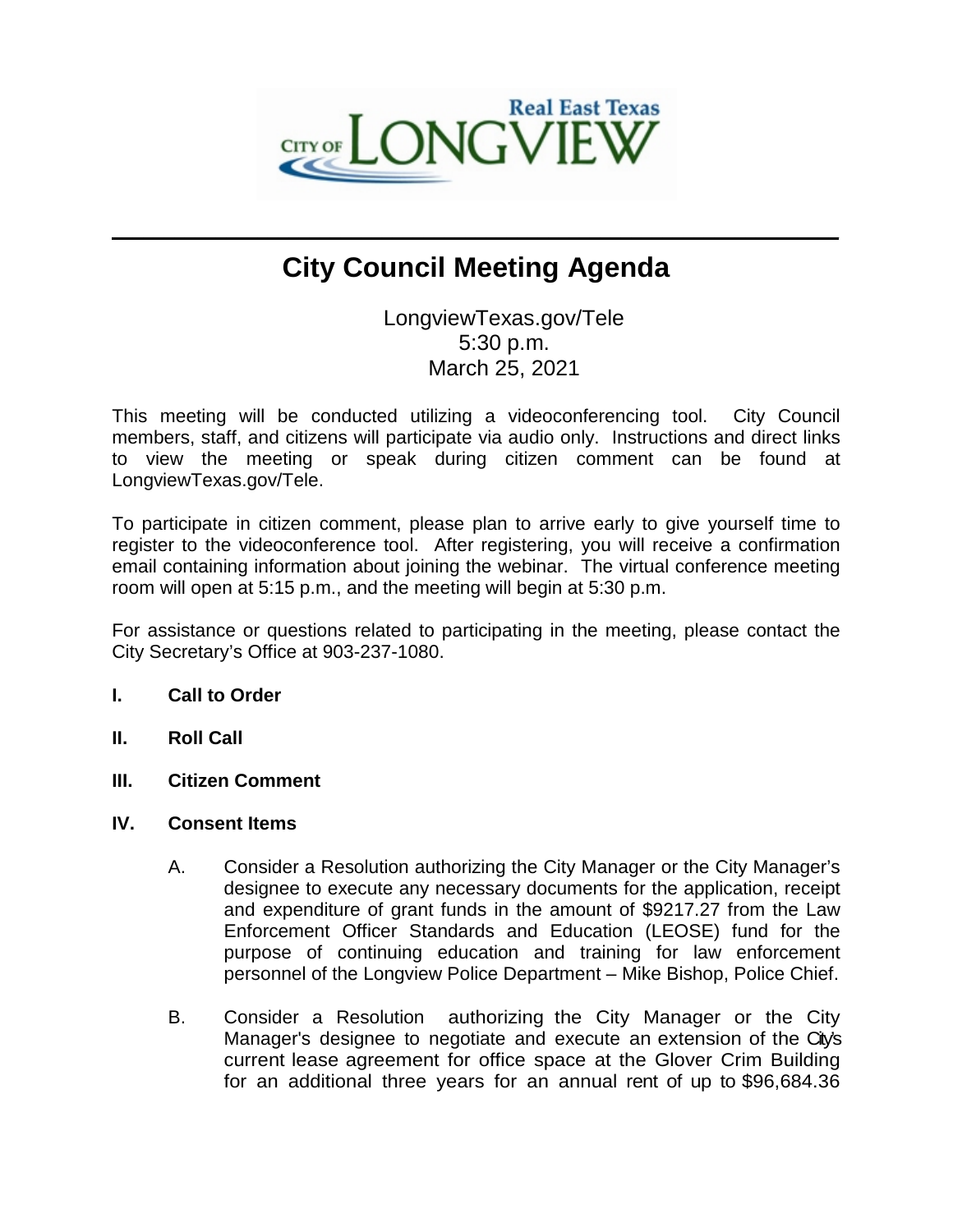# City Council Meeting Agenda

LongviewTexas.gov/Tele
5:30 p.m.
March 25, 2021

This meeting will be conducted utilizing a videoconferencing tool. City Council members, staff, and citizens will participate via audio only. Instructions and direct links to view the meeting or speak during citizen comment can be found at LongviewTexas.gov/Tele.

To participate in citizen comment, please plan to arrive early to give yourself time to register to the videoconference tool. After registering, you will receive a confirmation email containing information about joining the webinar. The virtual conference meeting room will open at 5:15 p.m., and the meeting will begin at 5:30 p.m.

For assistance or questions related to participating in the meeting, please contact the City Secretary's Office at 903-237-1080.

**I. Call to Order**

**II. Roll Call**

**III. Citizen Comment**

**IV. Consent Items**

A. Consider a Resolution authorizing the City Manager or the City Manager's designee to execute any necessary documents for the application, receipt and expenditure of grant funds in the amount of $9217.27 from the Law Enforcement Officer Standards and Education (LEOSE) fund for the purpose of continuing education and training for law enforcement personnel of the Longview Police Department – Mike Bishop, Police Chief.

B. Consider a Resolution authorizing the City Manager or the City Manager's designee to negotiate and execute an extension of the City's current lease agreement for office space at the Glover Crim Building for an additional three years for an annual rent of up to $96,684.36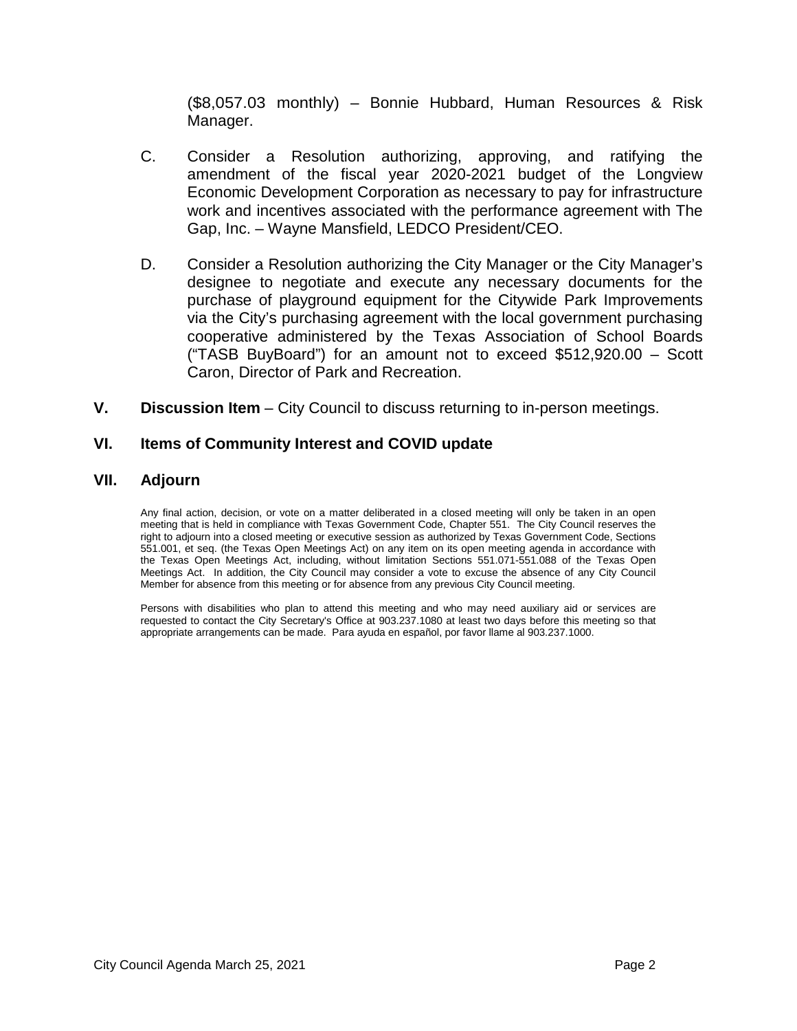($8,057.03 monthly) – Bonnie Hubbard, Human Resources & Risk Manager.

C. Consider a Resolution authorizing, approving, and ratifying the amendment of the fiscal year 2020-2021 budget of the Longview Economic Development Corporation as necessary to pay for infrastructure work and incentives associated with the performance agreement with The Gap, Inc. – Wayne Mansfield, LEDCO President/CEO.

D. Consider a Resolution authorizing the City Manager or the City Manager's designee to negotiate and execute any necessary documents for the purchase of playground equipment for the Citywide Park Improvements via the City's purchasing agreement with the local government purchasing cooperative administered by the Texas Association of School Boards ("TASB BuyBoard") for an amount not to exceed $512,920.00 – Scott Caron, Director of Park and Recreation.

**V. Discussion Item** – City Council to discuss returning to in-person meetings.

**VI. Items of Community Interest and COVID update**

**VII. Adjourn**

Any final action, decision, or vote on a matter deliberated in a closed meeting will only be taken in an open meeting that is held in compliance with Texas Government Code, Chapter 551. The City Council reserves the right to adjourn into a closed meeting or executive session as authorized by Texas Government Code, Sections 551.001, et seq. (the Texas Open Meetings Act) on any item on its open meeting agenda in accordance with the Texas Open Meetings Act, including, without limitation Sections 551.071-551.088 of the Texas Open Meetings Act. In addition, the City Council may consider a vote to excuse the absence of any City Council Member for absence from this meeting or for absence from any previous City Council meeting.

Persons with disabilities who plan to attend this meeting and who may need auxiliary aid or services are requested to contact the City Secretary's Office at 903.237.1080 at least two days before this meeting so that appropriate arrangements can be made. Para ayuda en español, por favor llame al 903.237.1000.